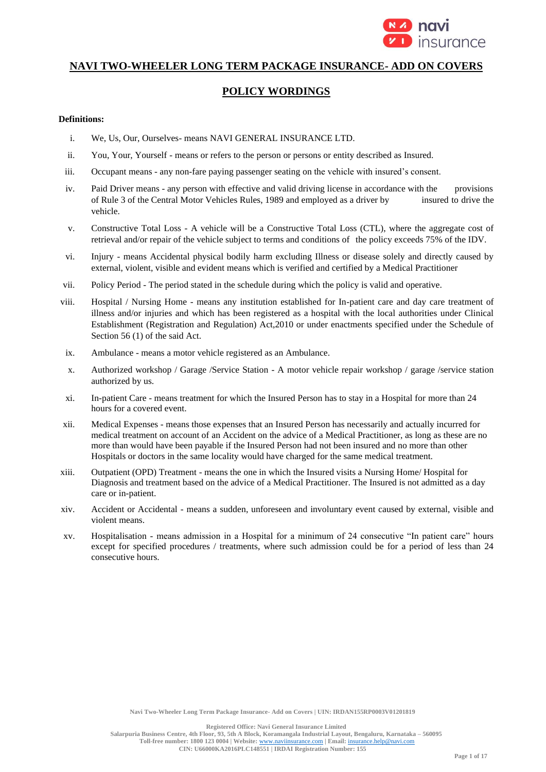# NAVI TWO-WHEELER LONG TERM PACKAGE INSURANCE- ADD ON COVERS

## POLICY WORDINGS

**Definitions:**

i. We, Us, Our, Ourselves- means NAVI GENERAL INSURANCE LTD.

ii. You, Your, Yourself - means or refers to the person or persons or entity described as Insured.

iii. Occupant means - any non-fare paying passenger seating on the vehicle with insured's consent.

iv. Paid Driver means - any person with effective and valid driving license in accordance with the provisions of Rule 3 of the Central Motor Vehicles Rules, 1989 and employed as a driver by insured to drive the vehicle.

v. Constructive Total Loss - A vehicle will be a Constructive Total Loss (CTL), where the aggregate cost of retrieval and/or repair of the vehicle subject to terms and conditions of the policy exceeds 75% of the IDV.

vi. Injury - means Accidental physical bodily harm excluding Illness or disease solely and directly caused by external, violent, visible and evident means which is verified and certified by a Medical Practitioner

vii. Policy Period - The period stated in the schedule during which the policy is valid and operative.

viii. Hospital / Nursing Home - means any institution established for In-patient care and day care treatment of illness and/or injuries and which has been registered as a hospital with the local authorities under Clinical Establishment (Registration and Regulation) Act,2010 or under enactments specified under the Schedule of Section 56 (1) of the said Act.

ix. Ambulance - means a motor vehicle registered as an Ambulance.

x. Authorized workshop / Garage /Service Station - A motor vehicle repair workshop / garage /service station authorized by us.

xi. In-patient Care - means treatment for which the Insured Person has to stay in a Hospital for more than 24 hours for a covered event.

xii. Medical Expenses - means those expenses that an Insured Person has necessarily and actually incurred for medical treatment on account of an Accident on the advice of a Medical Practitioner, as long as these are no more than would have been payable if the Insured Person had not been insured and no more than other Hospitals or doctors in the same locality would have charged for the same medical treatment.

xiii. Outpatient (OPD) Treatment - means the one in which the Insured visits a Nursing Home/ Hospital for Diagnosis and treatment based on the advice of a Medical Practitioner. The Insured is not admitted as a day care or in-patient.

xiv. Accident or Accidental - means a sudden, unforeseen and involuntary event caused by external, visible and violent means.

xv. Hospitalisation - means admission in a Hospital for a minimum of 24 consecutive "In patient care" hours except for specified procedures / treatments, where such admission could be for a period of less than 24 consecutive hours.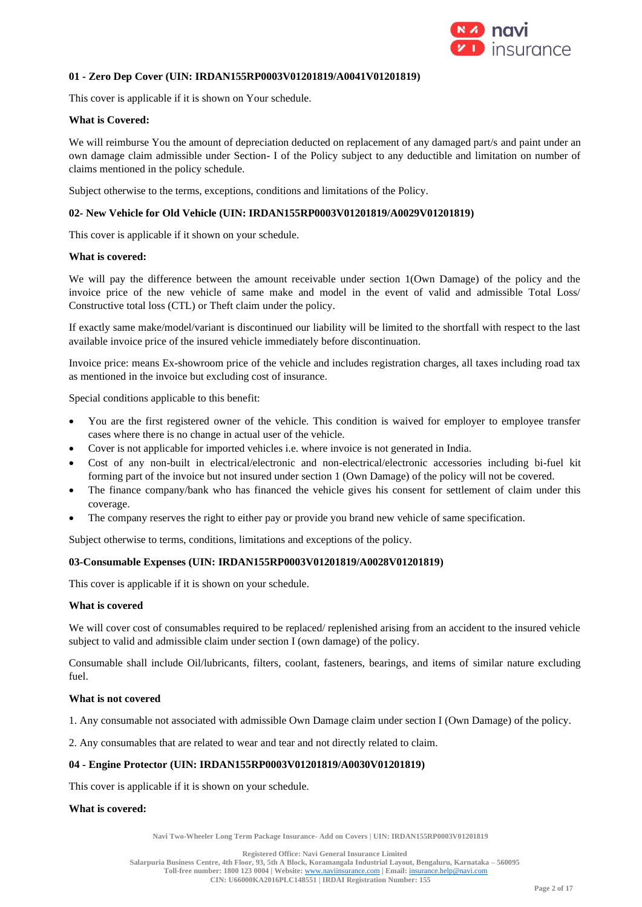### 01 - Zero Dep Cover (UIN: IRDAN155RP0003V01201819/A0041V01201819)

This cover is applicable if it is shown on Your schedule.

**What is Covered:**

We will reimburse You the amount of depreciation deducted on replacement of any damaged part/s and paint under an own damage claim admissible under Section- I of the Policy subject to any deductible and limitation on number of claims mentioned in the policy schedule.

Subject otherwise to the terms, exceptions, conditions and limitations of the Policy.

### 02- New Vehicle for Old Vehicle (UIN: IRDAN155RP0003V01201819/A0029V01201819)

This cover is applicable if it shown on your schedule.

**What is covered:**

We will pay the difference between the amount receivable under section 1(Own Damage) of the policy and the invoice price of the new vehicle of same make and model in the event of valid and admissible Total Loss/ Constructive total loss (CTL) or Theft claim under the policy.

If exactly same make/model/variant is discontinued our liability will be limited to the shortfall with respect to the last available invoice price of the insured vehicle immediately before discontinuation.

Invoice price: means Ex-showroom price of the vehicle and includes registration charges, all taxes including road tax as mentioned in the invoice but excluding cost of insurance.

Special conditions applicable to this benefit:

- You are the first registered owner of the vehicle. This condition is waived for employer to employee transfer cases where there is no change in actual user of the vehicle.
- Cover is not applicable for imported vehicles i.e. where invoice is not generated in India.
- Cost of any non-built in electrical/electronic and non-electrical/electronic accessories including bi-fuel kit forming part of the invoice but not insured under section 1 (Own Damage) of the policy will not be covered.
- The finance company/bank who has financed the vehicle gives his consent for settlement of claim under this coverage.
- The company reserves the right to either pay or provide you brand new vehicle of same specification.

Subject otherwise to terms, conditions, limitations and exceptions of the policy.

### 03-Consumable Expenses (UIN: IRDAN155RP0003V01201819/A0028V01201819)

This cover is applicable if it is shown on your schedule.

**What is covered**

We will cover cost of consumables required to be replaced/ replenished arising from an accident to the insured vehicle subject to valid and admissible claim under section I (own damage) of the policy.

Consumable shall include Oil/lubricants, filters, coolant, fasteners, bearings, and items of similar nature excluding fuel.

**What is not covered**

1. Any consumable not associated with admissible Own Damage claim under section I (Own Damage) of the policy.

2. Any consumables that are related to wear and tear and not directly related to claim.

### 04 - Engine Protector (UIN: IRDAN155RP0003V01201819/A0030V01201819)

This cover is applicable if it is shown on your schedule.

**What is covered:**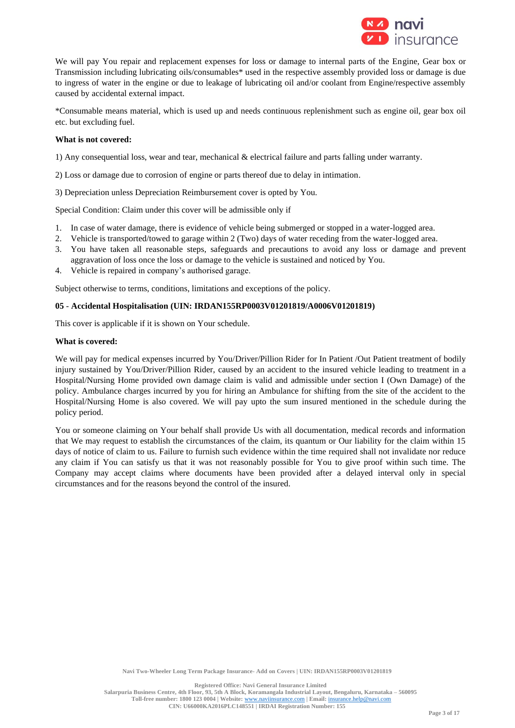We will pay You repair and replacement expenses for loss or damage to internal parts of the Engine, Gear box or Transmission including lubricating oils/consumables* used in the respective assembly provided loss or damage is due to ingress of water in the engine or due to leakage of lubricating oil and/or coolant from Engine/respective assembly caused by accidental external impact.

*Consumable means material, which is used up and needs continuous replenishment such as engine oil, gear box oil etc. but excluding fuel.

**What is not covered:**

1) Any consequential loss, wear and tear, mechanical & electrical failure and parts falling under warranty.

2) Loss or damage due to corrosion of engine or parts thereof due to delay in intimation.

3) Depreciation unless Depreciation Reimbursement cover is opted by You.

Special Condition: Claim under this cover will be admissible only if

1. In case of water damage, there is evidence of vehicle being submerged or stopped in a water-logged area.
2. Vehicle is transported/towed to garage within 2 (Two) days of water receding from the water-logged area.
3. You have taken all reasonable steps, safeguards and precautions to avoid any loss or damage and prevent aggravation of loss once the loss or damage to the vehicle is sustained and noticed by You.
4. Vehicle is repaired in company's authorised garage.

Subject otherwise to terms, conditions, limitations and exceptions of the policy.

**05 - Accidental Hospitalisation (UIN: IRDAN155RP0003V01201819/A0006V01201819)**

This cover is applicable if it is shown on Your schedule.

**What is covered:**

We will pay for medical expenses incurred by You/Driver/Pillion Rider for In Patient /Out Patient treatment of bodily injury sustained by You/Driver/Pillion Rider, caused by an accident to the insured vehicle leading to treatment in a Hospital/Nursing Home provided own damage claim is valid and admissible under section I (Own Damage) of the policy. Ambulance charges incurred by you for hiring an Ambulance for shifting from the site of the accident to the Hospital/Nursing Home is also covered. We will pay upto the sum insured mentioned in the schedule during the policy period.

You or someone claiming on Your behalf shall provide Us with all documentation, medical records and information that We may request to establish the circumstances of the claim, its quantum or Our liability for the claim within 15 days of notice of claim to us. Failure to furnish such evidence within the time required shall not invalidate nor reduce any claim if You can satisfy us that it was not reasonably possible for You to give proof within such time. The Company may accept claims where documents have been provided after a delayed interval only in special circumstances and for the reasons beyond the control of the insured.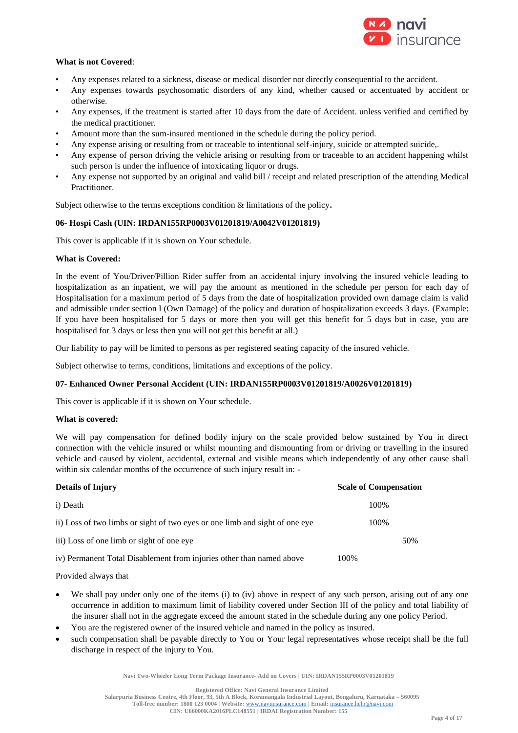**What is not Covered**:

- Any expenses related to a sickness, disease or medical disorder not directly consequential to the accident.
- Any expenses towards psychosomatic disorders of any kind, whether caused or accentuated by accident or otherwise.
- Any expenses, if the treatment is started after 10 days from the date of Accident. unless verified and certified by the medical practitioner.
- Amount more than the sum-insured mentioned in the schedule during the policy period.
- Any expense arising or resulting from or traceable to intentional self-injury, suicide or attempted suicide,.
- Any expense of person driving the vehicle arising or resulting from or traceable to an accident happening whilst such person is under the influence of intoxicating liquor or drugs.
- Any expense not supported by an original and valid bill / receipt and related prescription of the attending Medical Practitioner.

Subject otherwise to the terms exceptions condition & limitations of the policy**.**

**06- Hospi Cash (UIN: IRDAN155RP0003V01201819/A0042V01201819)**

This cover is applicable if it is shown on Your schedule.

**What is Covered:**

In the event of You/Driver/Pillion Rider suffer from an accidental injury involving the insured vehicle leading to hospitalization as an inpatient, we will pay the amount as mentioned in the schedule per person for each day of Hospitalisation for a maximum period of 5 days from the date of hospitalization provided own damage claim is valid and admissible under section I (Own Damage) of the policy and duration of hospitalization exceeds 3 days. (Example: If you have been hospitalised for 5 days or more then you will get this benefit for 5 days but in case, you are hospitalised for 3 days or less then you will not get this benefit at all.)

Our liability to pay will be limited to persons as per registered seating capacity of the insured vehicle.

Subject otherwise to terms, conditions, limitations and exceptions of the policy.

**07- Enhanced Owner Personal Accident (UIN: IRDAN155RP0003V01201819/A0026V01201819)**

This cover is applicable if it is shown on Your schedule.

**What is covered:**

We will pay compensation for defined bodily injury on the scale provided below sustained by You in direct connection with the vehicle insured or whilst mounting and dismounting from or driving or travelling in the insured vehicle and caused by violent, accidental, external and visible means which independently of any other cause shall within six calendar months of the occurrence of such injury result in: -

| **Details of Injury** | **Scale of Compensation** |
|---|---|
| i) Death | 100% |
| ii) Loss of two limbs or sight of two eyes or one limb and sight of one eye | 100% |
| iii) Loss of one limb or sight of one eye | 50% |
| iv) Permanent Total Disablement from injuries other than named above | 100% |

Provided always that

- We shall pay under only one of the items (i) to (iv) above in respect of any such person, arising out of any one occurrence in addition to maximum limit of liability covered under Section III of the policy and total liability of the insurer shall not in the aggregate exceed the amount stated in the schedule during any one policy Period.
- You are the registered owner of the insured vehicle and named in the policy as insured.
- such compensation shall be payable directly to You or Your legal representatives whose receipt shall be the full discharge in respect of the injury to You.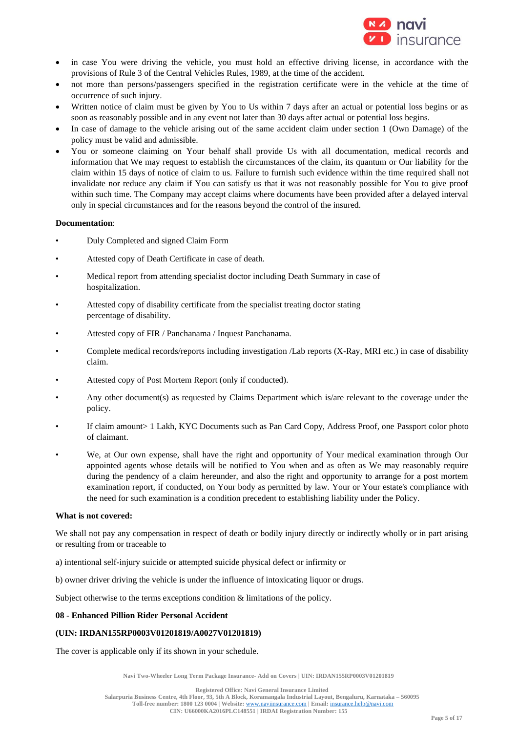- in case You were driving the vehicle, you must hold an effective driving license, in accordance with the provisions of Rule 3 of the Central Vehicles Rules, 1989, at the time of the accident.
- not more than persons/passengers specified in the registration certificate were in the vehicle at the time of occurrence of such injury.
- Written notice of claim must be given by You to Us within 7 days after an actual or potential loss begins or as soon as reasonably possible and in any event not later than 30 days after actual or potential loss begins.
- In case of damage to the vehicle arising out of the same accident claim under section 1 (Own Damage) of the policy must be valid and admissible.
- You or someone claiming on Your behalf shall provide Us with all documentation, medical records and information that We may request to establish the circumstances of the claim, its quantum or Our liability for the claim within 15 days of notice of claim to us. Failure to furnish such evidence within the time required shall not invalidate nor reduce any claim if You can satisfy us that it was not reasonably possible for You to give proof within such time. The Company may accept claims where documents have been provided after a delayed interval only in special circumstances and for the reasons beyond the control of the insured.

**Documentation**:

- Duly Completed and signed Claim Form
- Attested copy of Death Certificate in case of death.
- Medical report from attending specialist doctor including Death Summary in case of hospitalization.
- Attested copy of disability certificate from the specialist treating doctor stating percentage of disability.
- Attested copy of FIR / Panchanama / Inquest Panchanama.
- Complete medical records/reports including investigation /Lab reports (X-Ray, MRI etc.) in case of disability claim.
- Attested copy of Post Mortem Report (only if conducted).
- Any other document(s) as requested by Claims Department which is/are relevant to the coverage under the policy.
- If claim amount> 1 Lakh, KYC Documents such as Pan Card Copy, Address Proof, one Passport color photo of claimant.
- We, at Our own expense, shall have the right and opportunity of Your medical examination through Our appointed agents whose details will be notified to You when and as often as We may reasonably require during the pendency of a claim hereunder, and also the right and opportunity to arrange for a post mortem examination report, if conducted, on Your body as permitted by law. Your or Your estate's compliance with the need for such examination is a condition precedent to establishing liability under the Policy.

**What is not covered:**

We shall not pay any compensation in respect of death or bodily injury directly or indirectly wholly or in part arising or resulting from or traceable to

a) intentional self-injury suicide or attempted suicide physical defect or infirmity or

b) owner driver driving the vehicle is under the influence of intoxicating liquor or drugs.

Subject otherwise to the terms exceptions condition & limitations of the policy.

**08 - Enhanced Pillion Rider Personal Accident**

**(UIN: IRDAN155RP0003V01201819/A0027V01201819)**

The cover is applicable only if its shown in your schedule.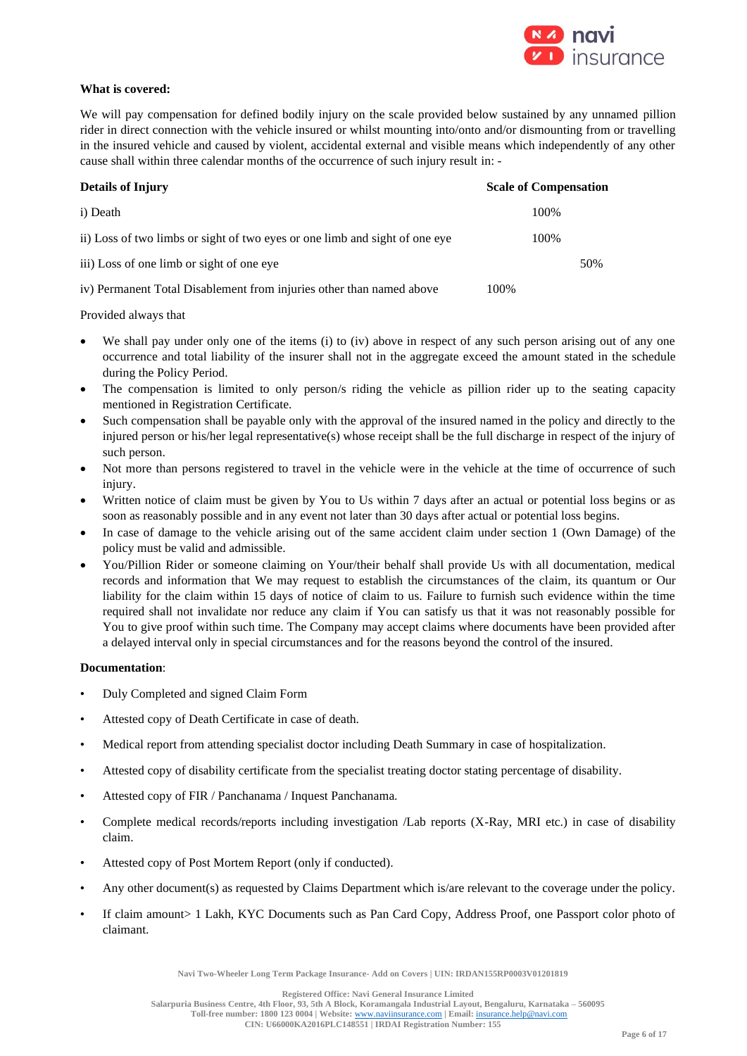**What is covered:**

We will pay compensation for defined bodily injury on the scale provided below sustained by any unnamed pillion rider in direct connection with the vehicle insured or whilst mounting into/onto and/or dismounting from or travelling in the insured vehicle and caused by violent, accidental external and visible means which independently of any other cause shall within three calendar months of the occurrence of such injury result in: -

| Details of Injury | Scale of Compensation |
|---|---|
| i) Death | 100% |
| ii) Loss of two limbs or sight of two eyes or one limb and sight of one eye | 100% |
| iii) Loss of one limb or sight of one eye | 50% |
| iv) Permanent Total Disablement from injuries other than named above | 100% |

Provided always that

- We shall pay under only one of the items (i) to (iv) above in respect of any such person arising out of any one occurrence and total liability of the insurer shall not in the aggregate exceed the amount stated in the schedule during the Policy Period.
- The compensation is limited to only person/s riding the vehicle as pillion rider up to the seating capacity mentioned in Registration Certificate.
- Such compensation shall be payable only with the approval of the insured named in the policy and directly to the injured person or his/her legal representative(s) whose receipt shall be the full discharge in respect of the injury of such person.
- Not more than persons registered to travel in the vehicle were in the vehicle at the time of occurrence of such injury.
- Written notice of claim must be given by You to Us within 7 days after an actual or potential loss begins or as soon as reasonably possible and in any event not later than 30 days after actual or potential loss begins.
- In case of damage to the vehicle arising out of the same accident claim under section 1 (Own Damage) of the policy must be valid and admissible.
- You/Pillion Rider or someone claiming on Your/their behalf shall provide Us with all documentation, medical records and information that We may request to establish the circumstances of the claim, its quantum or Our liability for the claim within 15 days of notice of claim to us. Failure to furnish such evidence within the time required shall not invalidate nor reduce any claim if You can satisfy us that it was not reasonably possible for You to give proof within such time. The Company may accept claims where documents have been provided after a delayed interval only in special circumstances and for the reasons beyond the control of the insured.

**Documentation**:

- Duly Completed and signed Claim Form
- Attested copy of Death Certificate in case of death.
- Medical report from attending specialist doctor including Death Summary in case of hospitalization.
- Attested copy of disability certificate from the specialist treating doctor stating percentage of disability.
- Attested copy of FIR / Panchanama / Inquest Panchanama.
- Complete medical records/reports including investigation /Lab reports (X-Ray, MRI etc.) in case of disability claim.
- Attested copy of Post Mortem Report (only if conducted).
- Any other document(s) as requested by Claims Department which is/are relevant to the coverage under the policy.
- If claim amount> 1 Lakh, KYC Documents such as Pan Card Copy, Address Proof, one Passport color photo of claimant.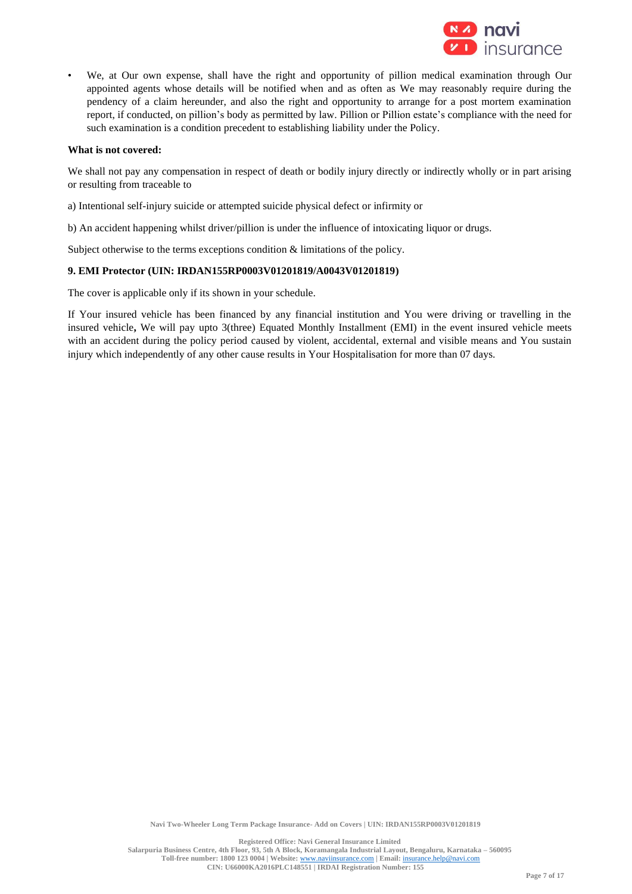- We, at Our own expense, shall have the right and opportunity of pillion medical examination through Our appointed agents whose details will be notified when and as often as We may reasonably require during the pendency of a claim hereunder, and also the right and opportunity to arrange for a post mortem examination report, if conducted, on pillion's body as permitted by law. Pillion or Pillion estate's compliance with the need for such examination is a condition precedent to establishing liability under the Policy.

**What is not covered:**

We shall not pay any compensation in respect of death or bodily injury directly or indirectly wholly or in part arising or resulting from traceable to

a) Intentional self-injury suicide or attempted suicide physical defect or infirmity or

b) An accident happening whilst driver/pillion is under the influence of intoxicating liquor or drugs.

Subject otherwise to the terms exceptions condition & limitations of the policy.

**9. EMI Protector (UIN: IRDAN155RP0003V01201819/A0043V01201819)**

The cover is applicable only if its shown in your schedule.

If Your insured vehicle has been financed by any financial institution and You were driving or travelling in the insured vehicle**,** We will pay upto 3(three) Equated Monthly Installment (EMI) in the event insured vehicle meets with an accident during the policy period caused by violent, accidental, external and visible means and You sustain injury which independently of any other cause results in Your Hospitalisation for more than 07 days.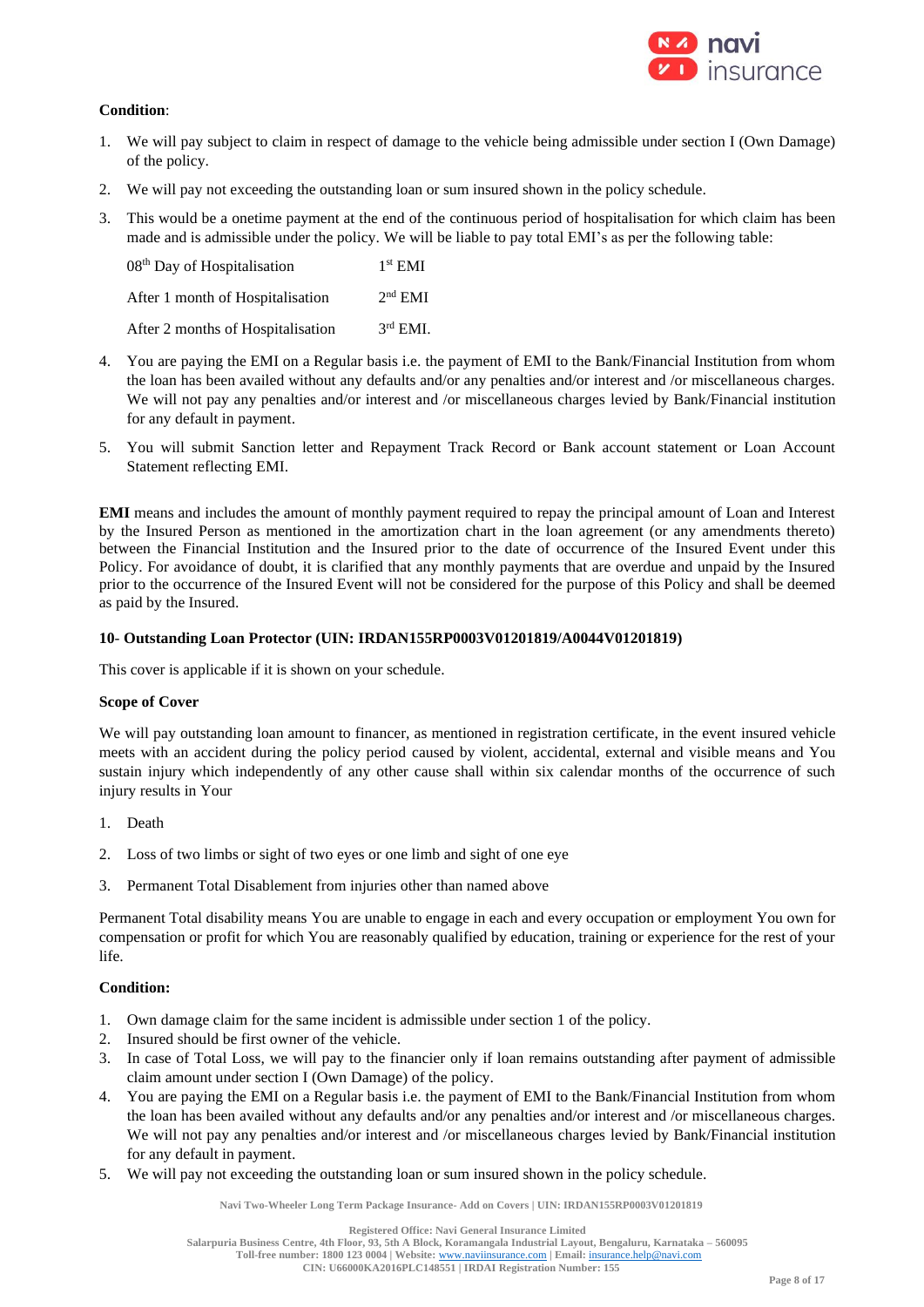**Condition**:

1. We will pay subject to claim in respect of damage to the vehicle being admissible under section I (Own Damage) of the policy.
2. We will pay not exceeding the outstanding loan or sum insured shown in the policy schedule.
3. This would be a onetime payment at the end of the continuous period of hospitalisation for which claim has been made and is admissible under the policy. We will be liable to pay total EMI's as per the following table:

| | |
|---|---|
| 08th Day of Hospitalisation | 1st EMI |
| After 1 month of Hospitalisation | 2nd EMI |
| After 2 months of Hospitalisation | 3rd EMI. |

4. You are paying the EMI on a Regular basis i.e. the payment of EMI to the Bank/Financial Institution from whom the loan has been availed without any defaults and/or any penalties and/or interest and /or miscellaneous charges. We will not pay any penalties and/or interest and /or miscellaneous charges levied by Bank/Financial institution for any default in payment.
5. You will submit Sanction letter and Repayment Track Record or Bank account statement or Loan Account Statement reflecting EMI.

**EMI** means and includes the amount of monthly payment required to repay the principal amount of Loan and Interest by the Insured Person as mentioned in the amortization chart in the loan agreement (or any amendments thereto) between the Financial Institution and the Insured prior to the date of occurrence of the Insured Event under this Policy. For avoidance of doubt, it is clarified that any monthly payments that are overdue and unpaid by the Insured prior to the occurrence of the Insured Event will not be considered for the purpose of this Policy and shall be deemed as paid by the Insured.

**10- Outstanding Loan Protector (UIN: IRDAN155RP0003V01201819/A0044V01201819)**

This cover is applicable if it is shown on your schedule.

**Scope of Cover**

We will pay outstanding loan amount to financer, as mentioned in registration certificate, in the event insured vehicle meets with an accident during the policy period caused by violent, accidental, external and visible means and You sustain injury which independently of any other cause shall within six calendar months of the occurrence of such injury results in Your

1. Death
2. Loss of two limbs or sight of two eyes or one limb and sight of one eye
3. Permanent Total Disablement from injuries other than named above

Permanent Total disability means You are unable to engage in each and every occupation or employment You own for compensation or profit for which You are reasonably qualified by education, training or experience for the rest of your life.

**Condition:**

1. Own damage claim for the same incident is admissible under section 1 of the policy.
2. Insured should be first owner of the vehicle.
3. In case of Total Loss, we will pay to the financier only if loan remains outstanding after payment of admissible claim amount under section I (Own Damage) of the policy.
4. You are paying the EMI on a Regular basis i.e. the payment of EMI to the Bank/Financial Institution from whom the loan has been availed without any defaults and/or any penalties and/or interest and /or miscellaneous charges. We will not pay any penalties and/or interest and /or miscellaneous charges levied by Bank/Financial institution for any default in payment.
5. We will pay not exceeding the outstanding loan or sum insured shown in the policy schedule.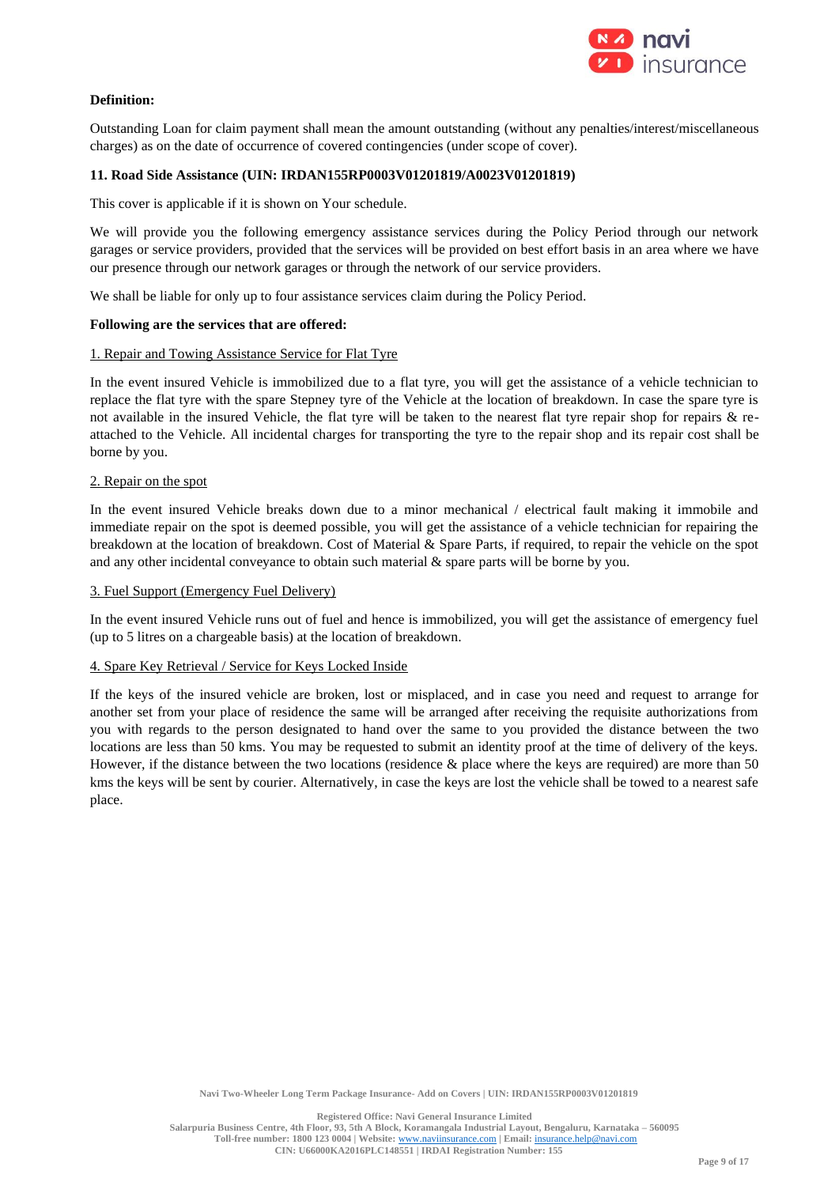**Definition:**

Outstanding Loan for claim payment shall mean the amount outstanding (without any penalties/interest/miscellaneous charges) as on the date of occurrence of covered contingencies (under scope of cover).

**11. Road Side Assistance (UIN: IRDAN155RP0003V01201819/A0023V01201819)**

This cover is applicable if it is shown on Your schedule.

We will provide you the following emergency assistance services during the Policy Period through our network garages or service providers, provided that the services will be provided on best effort basis in an area where we have our presence through our network garages or through the network of our service providers.

We shall be liable for only up to four assistance services claim during the Policy Period.

**Following are the services that are offered:**

1. Repair and Towing Assistance Service for Flat Tyre

In the event insured Vehicle is immobilized due to a flat tyre, you will get the assistance of a vehicle technician to replace the flat tyre with the spare Stepney tyre of the Vehicle at the location of breakdown. In case the spare tyre is not available in the insured Vehicle, the flat tyre will be taken to the nearest flat tyre repair shop for repairs & re-attached to the Vehicle. All incidental charges for transporting the tyre to the repair shop and its repair cost shall be borne by you.

2. Repair on the spot

In the event insured Vehicle breaks down due to a minor mechanical / electrical fault making it immobile and immediate repair on the spot is deemed possible, you will get the assistance of a vehicle technician for repairing the breakdown at the location of breakdown. Cost of Material & Spare Parts, if required, to repair the vehicle on the spot and any other incidental conveyance to obtain such material & spare parts will be borne by you.

3. Fuel Support (Emergency Fuel Delivery)

In the event insured Vehicle runs out of fuel and hence is immobilized, you will get the assistance of emergency fuel (up to 5 litres on a chargeable basis) at the location of breakdown.

4. Spare Key Retrieval / Service for Keys Locked Inside

If the keys of the insured vehicle are broken, lost or misplaced, and in case you need and request to arrange for another set from your place of residence the same will be arranged after receiving the requisite authorizations from you with regards to the person designated to hand over the same to you provided the distance between the two locations are less than 50 kms. You may be requested to submit an identity proof at the time of delivery of the keys. However, if the distance between the two locations (residence & place where the keys are required) are more than 50 kms the keys will be sent by courier. Alternatively, in case the keys are lost the vehicle shall be towed to a nearest safe place.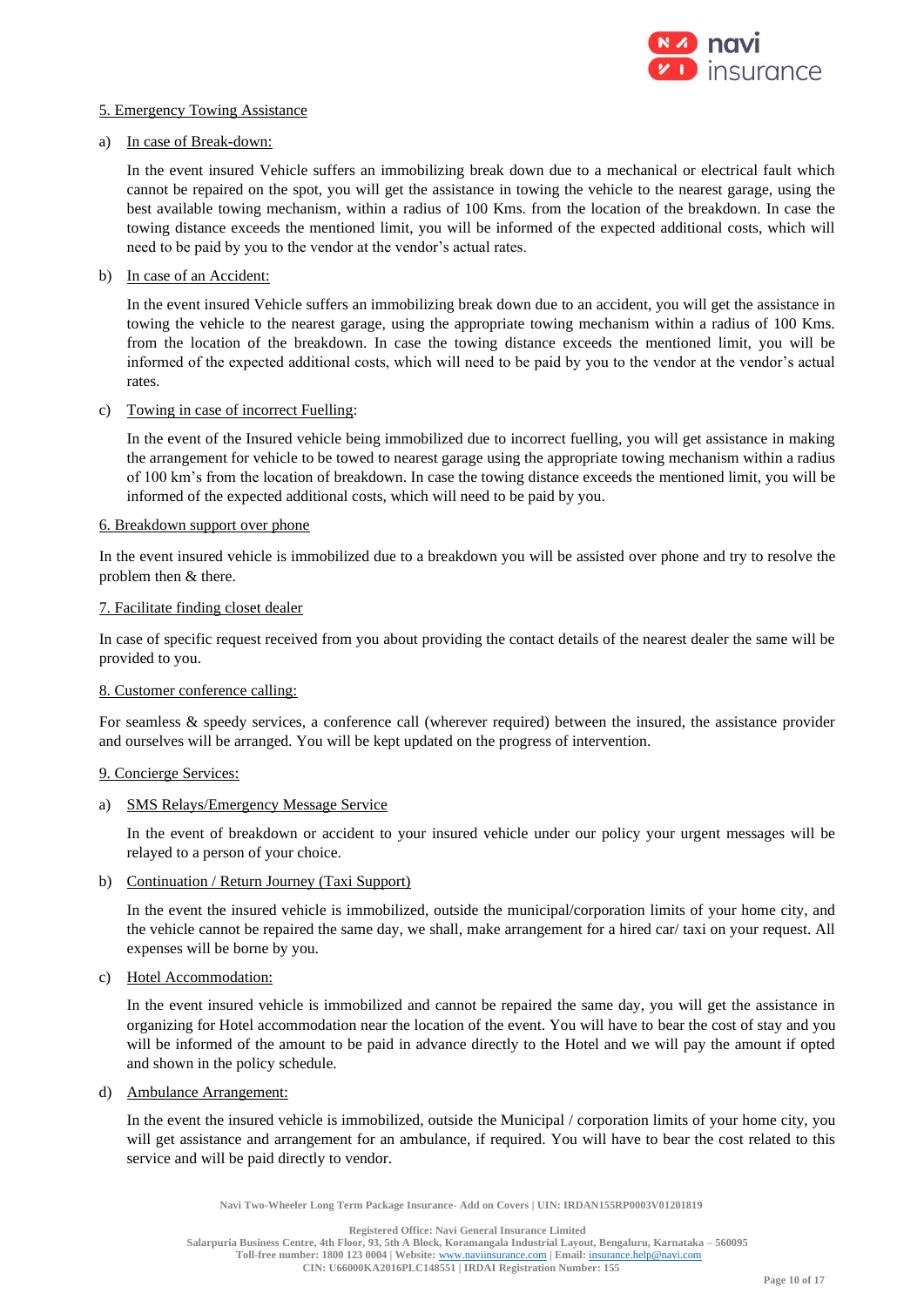5. Emergency Towing Assistance

a) In case of Break-down:

In the event insured Vehicle suffers an immobilizing break down due to a mechanical or electrical fault which cannot be repaired on the spot, you will get the assistance in towing the vehicle to the nearest garage, using the best available towing mechanism, within a radius of 100 Kms. from the location of the breakdown. In case the towing distance exceeds the mentioned limit, you will be informed of the expected additional costs, which will need to be paid by you to the vendor at the vendor's actual rates.

b) In case of an Accident:

In the event insured Vehicle suffers an immobilizing break down due to an accident, you will get the assistance in towing the vehicle to the nearest garage, using the appropriate towing mechanism within a radius of 100 Kms. from the location of the breakdown. In case the towing distance exceeds the mentioned limit, you will be informed of the expected additional costs, which will need to be paid by you to the vendor at the vendor's actual rates.

c) Towing in case of incorrect Fuelling:

In the event of the Insured vehicle being immobilized due to incorrect fuelling, you will get assistance in making the arrangement for vehicle to be towed to nearest garage using the appropriate towing mechanism within a radius of 100 km's from the location of breakdown. In case the towing distance exceeds the mentioned limit, you will be informed of the expected additional costs, which will need to be paid by you.

6. Breakdown support over phone

In the event insured vehicle is immobilized due to a breakdown you will be assisted over phone and try to resolve the problem then & there.

7. Facilitate finding closet dealer

In case of specific request received from you about providing the contact details of the nearest dealer the same will be provided to you.

8. Customer conference calling:

For seamless & speedy services, a conference call (wherever required) between the insured, the assistance provider and ourselves will be arranged. You will be kept updated on the progress of intervention.

9. Concierge Services:

a) SMS Relays/Emergency Message Service

In the event of breakdown or accident to your insured vehicle under our policy your urgent messages will be relayed to a person of your choice.

b) Continuation / Return Journey (Taxi Support)

In the event the insured vehicle is immobilized, outside the municipal/corporation limits of your home city, and the vehicle cannot be repaired the same day, we shall, make arrangement for a hired car/ taxi on your request. All expenses will be borne by you.

c) Hotel Accommodation:

In the event insured vehicle is immobilized and cannot be repaired the same day, you will get the assistance in organizing for Hotel accommodation near the location of the event. You will have to bear the cost of stay and you will be informed of the amount to be paid in advance directly to the Hotel and we will pay the amount if opted and shown in the policy schedule.

d) Ambulance Arrangement:

In the event the insured vehicle is immobilized, outside the Municipal / corporation limits of your home city, you will get assistance and arrangement for an ambulance, if required. You will have to bear the cost related to this service and will be paid directly to vendor.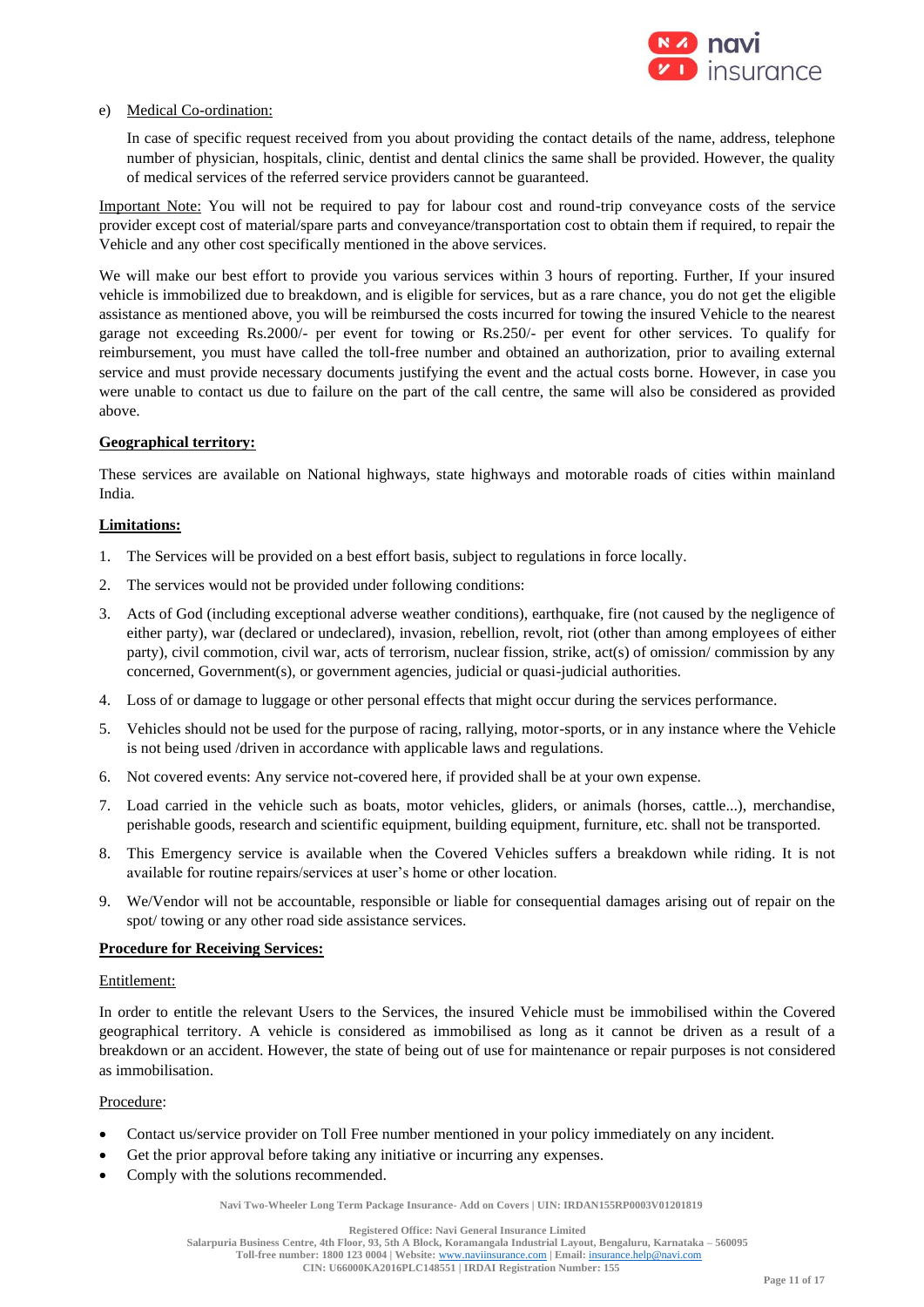e) <u>Medical Co-ordination:</u>

In case of specific request received from you about providing the contact details of the name, address, telephone number of physician, hospitals, clinic, dentist and dental clinics the same shall be provided. However, the quality of medical services of the referred service providers cannot be guaranteed.

<u>Important Note:</u> You will not be required to pay for labour cost and round-trip conveyance costs of the service provider except cost of material/spare parts and conveyance/transportation cost to obtain them if required, to repair the Vehicle and any other cost specifically mentioned in the above services.

We will make our best effort to provide you various services within 3 hours of reporting. Further, If your insured vehicle is immobilized due to breakdown, and is eligible for services, but as a rare chance, you do not get the eligible assistance as mentioned above, you will be reimbursed the costs incurred for towing the insured Vehicle to the nearest garage not exceeding Rs.2000/- per event for towing or Rs.250/- per event for other services. To qualify for reimbursement, you must have called the toll-free number and obtained an authorization, prior to availing external service and must provide necessary documents justifying the event and the actual costs borne. However, in case you were unable to contact us due to failure on the part of the call centre, the same will also be considered as provided above.

**<u>Geographical territory:</u>**

These services are available on National highways, state highways and motorable roads of cities within mainland India.

**<u>Limitations:</u>**

1. The Services will be provided on a best effort basis, subject to regulations in force locally.
2. The services would not be provided under following conditions:
3. Acts of God (including exceptional adverse weather conditions), earthquake, fire (not caused by the negligence of either party), war (declared or undeclared), invasion, rebellion, revolt, riot (other than among employees of either party), civil commotion, civil war, acts of terrorism, nuclear fission, strike, act(s) of omission/ commission by any concerned, Government(s), or government agencies, judicial or quasi-judicial authorities.
4. Loss of or damage to luggage or other personal effects that might occur during the services performance.
5. Vehicles should not be used for the purpose of racing, rallying, motor-sports, or in any instance where the Vehicle is not being used /driven in accordance with applicable laws and regulations.
6. Not covered events: Any service not-covered here, if provided shall be at your own expense.
7. Load carried in the vehicle such as boats, motor vehicles, gliders, or animals (horses, cattle...), merchandise, perishable goods, research and scientific equipment, building equipment, furniture, etc. shall not be transported.
8. This Emergency service is available when the Covered Vehicles suffers a breakdown while riding. It is not available for routine repairs/services at user's home or other location.
9. We/Vendor will not be accountable, responsible or liable for consequential damages arising out of repair on the spot/ towing or any other road side assistance services.

**<u>Procedure for Receiving Services:</u>**

<u>Entitlement:</u>

In order to entitle the relevant Users to the Services, the insured Vehicle must be immobilised within the Covered geographical territory. A vehicle is considered as immobilised as long as it cannot be driven as a result of a breakdown or an accident. However, the state of being out of use for maintenance or repair purposes is not considered as immobilisation.

<u>Procedure</u>:

- Contact us/service provider on Toll Free number mentioned in your policy immediately on any incident.
- Get the prior approval before taking any initiative or incurring any expenses.
- Comply with the solutions recommended.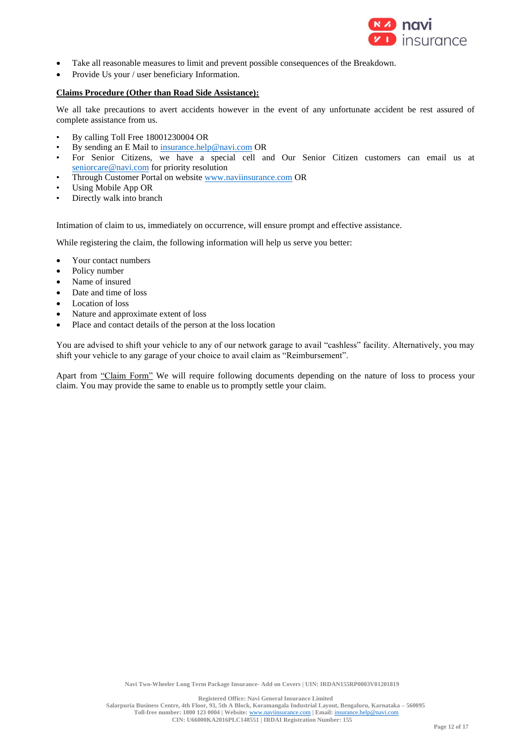- Take all reasonable measures to limit and prevent possible consequences of the Breakdown.
- Provide Us your / user beneficiary Information.

**Claims Procedure (Other than Road Side Assistance):**

We all take precautions to avert accidents however in the event of any unfortunate accident be rest assured of complete assistance from us.

- By calling Toll Free 18001230004 OR
- By sending an E Mail to insurance.help@navi.com OR
- For Senior Citizens, we have a special cell and Our Senior Citizen customers can email us at seniorcare@navi.com for priority resolution
- Through Customer Portal on website www.naviinsurance.com OR
- Using Mobile App OR
- Directly walk into branch

Intimation of claim to us, immediately on occurrence, will ensure prompt and effective assistance.

While registering the claim, the following information will help us serve you better:

- Your contact numbers
- Policy number
- Name of insured
- Date and time of loss
- Location of loss
- Nature and approximate extent of loss
- Place and contact details of the person at the loss location

You are advised to shift your vehicle to any of our network garage to avail "cashless" facility. Alternatively, you may shift your vehicle to any garage of your choice to avail claim as "Reimbursement".

Apart from "Claim Form" We will require following documents depending on the nature of loss to process your claim. You may provide the same to enable us to promptly settle your claim.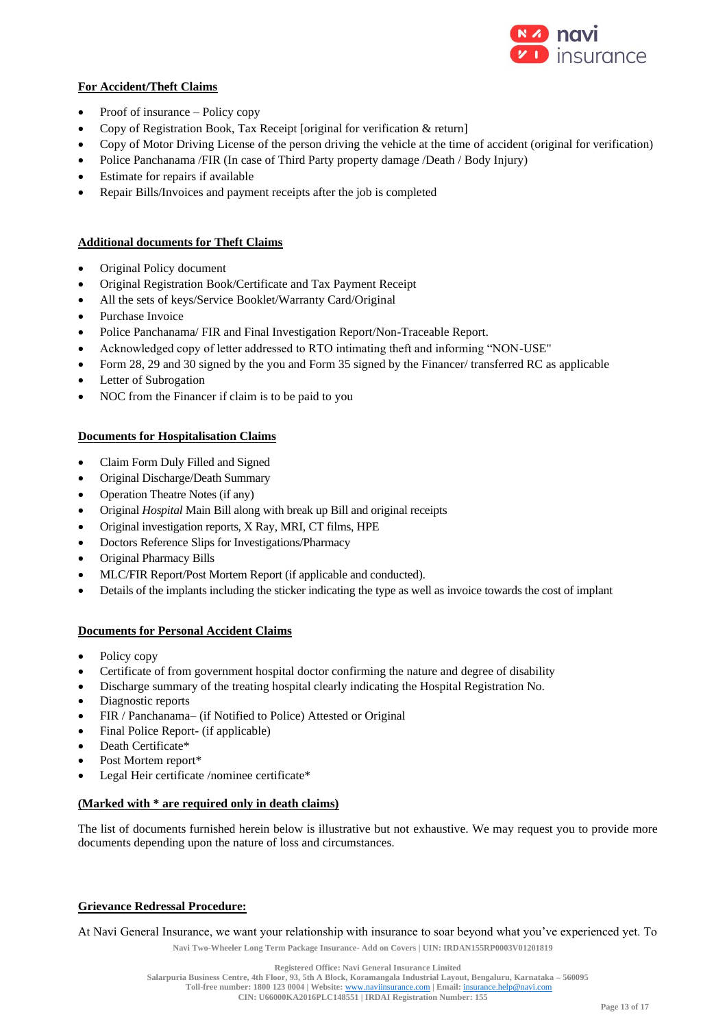**For Accident/Theft Claims**

- Proof of insurance – Policy copy
- Copy of Registration Book, Tax Receipt [original for verification & return]
- Copy of Motor Driving License of the person driving the vehicle at the time of accident (original for verification)
- Police Panchanama /FIR (In case of Third Party property damage /Death / Body Injury)
- Estimate for repairs if available
- Repair Bills/Invoices and payment receipts after the job is completed

**Additional documents for Theft Claims**

- Original Policy document
- Original Registration Book/Certificate and Tax Payment Receipt
- All the sets of keys/Service Booklet/Warranty Card/Original
- Purchase Invoice
- Police Panchanama/ FIR and Final Investigation Report/Non-Traceable Report.
- Acknowledged copy of letter addressed to RTO intimating theft and informing "NON-USE"
- Form 28, 29 and 30 signed by the you and Form 35 signed by the Financer/ transferred RC as applicable
- Letter of Subrogation
- NOC from the Financer if claim is to be paid to you

**Documents for Hospitalisation Claims**

- Claim Form Duly Filled and Signed
- Original Discharge/Death Summary
- Operation Theatre Notes (if any)
- Original *Hospital* Main Bill along with break up Bill and original receipts
- Original investigation reports, X Ray, MRI, CT films, HPE
- Doctors Reference Slips for Investigations/Pharmacy
- Original Pharmacy Bills
- MLC/FIR Report/Post Mortem Report (if applicable and conducted).
- Details of the implants including the sticker indicating the type as well as invoice towards the cost of implant

**Documents for Personal Accident Claims**

- Policy copy
- Certificate of from government hospital doctor confirming the nature and degree of disability
- Discharge summary of the treating hospital clearly indicating the Hospital Registration No.
- Diagnostic reports
- FIR / Panchanama– (if Notified to Police) Attested or Original
- Final Police Report- (if applicable)
- Death Certificate*
- Post Mortem report*
- Legal Heir certificate /nominee certificate*

**(Marked with * are required only in death claims)**

The list of documents furnished herein below is illustrative but not exhaustive. We may request you to provide more documents depending upon the nature of loss and circumstances.

**Grievance Redressal Procedure:**

At Navi General Insurance, we want your relationship with insurance to soar beyond what you've experienced yet. To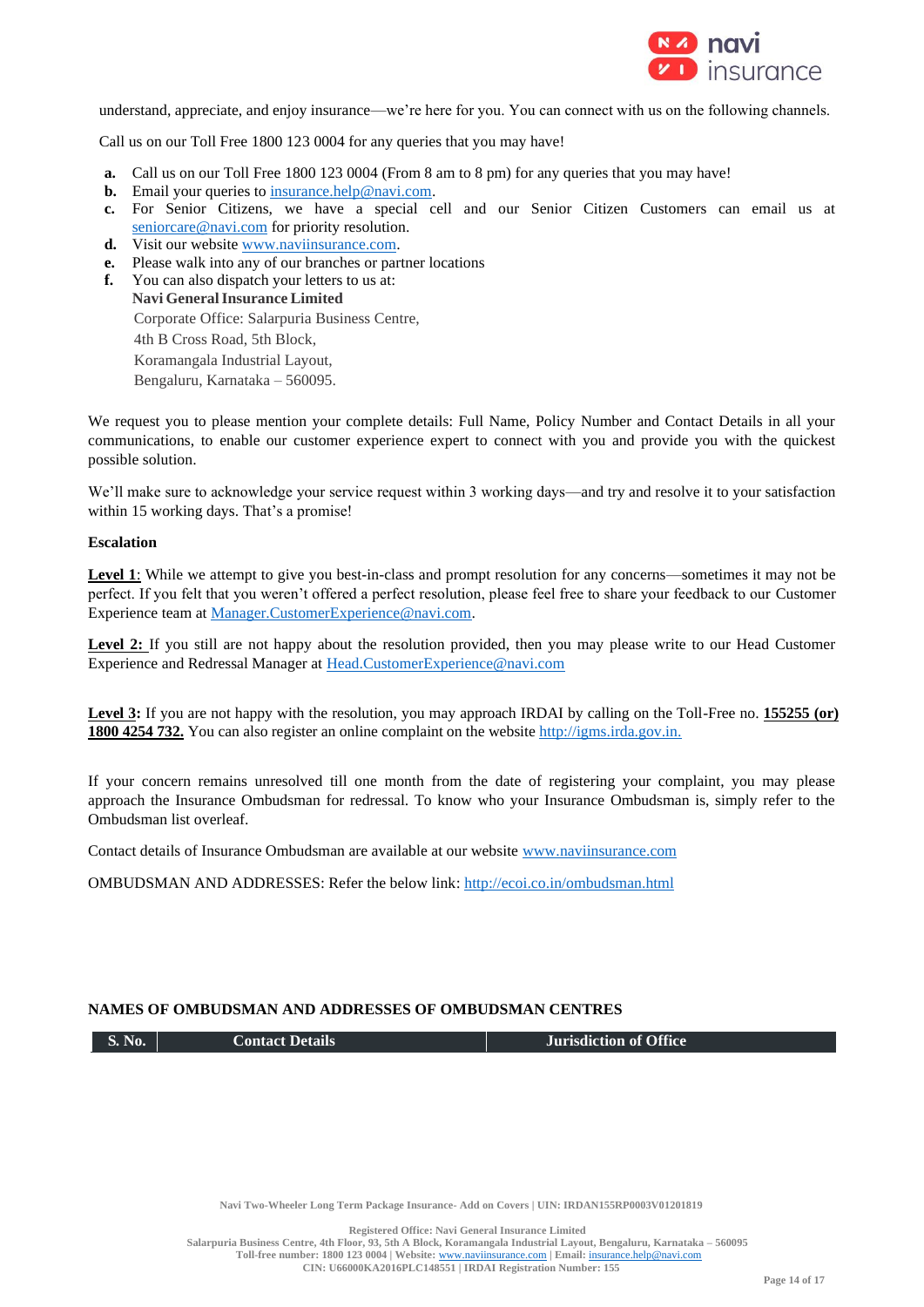understand, appreciate, and enjoy insurance—we're here for you. You can connect with us on the following channels.

Call us on our Toll Free 1800 123 0004 for any queries that you may have!

- **a.** Call us on our Toll Free 1800 123 0004 (From 8 am to 8 pm) for any queries that you may have!
- **b.** Email your queries to insurance.help@navi.com.
- **c.** For Senior Citizens, we have a special cell and our Senior Citizen Customers can email us at seniorcare@navi.com for priority resolution.
- **d.** Visit our website www.naviinsurance.com.
- **e.** Please walk into any of our branches or partner locations
- **f.** You can also dispatch your letters to us at:
  **Navi General Insurance Limited**
  Corporate Office: Salarpuria Business Centre,
  4th B Cross Road, 5th Block,
  Koramangala Industrial Layout,
  Bengaluru, Karnataka – 560095.

We request you to please mention your complete details: Full Name, Policy Number and Contact Details in all your communications, to enable our customer experience expert to connect with you and provide you with the quickest possible solution.

We'll make sure to acknowledge your service request within 3 working days—and try and resolve it to your satisfaction within 15 working days. That's a promise!

**Escalation**

**Level 1**: While we attempt to give you best-in-class and prompt resolution for any concerns—sometimes it may not be perfect. If you felt that you weren't offered a perfect resolution, please feel free to share your feedback to our Customer Experience team at Manager.CustomerExperience@navi.com.

**Level 2:** If you still are not happy about the resolution provided, then you may please write to our Head Customer Experience and Redressal Manager at Head.CustomerExperience@navi.com

**Level 3:** If you are not happy with the resolution, you may approach IRDAI by calling on the Toll-Free no. **155255 (or) 1800 4254 732.** You can also register an online complaint on the website http://igms.irda.gov.in.

If your concern remains unresolved till one month from the date of registering your complaint, you may please approach the Insurance Ombudsman for redressal. To know who your Insurance Ombudsman is, simply refer to the Ombudsman list overleaf.

Contact details of Insurance Ombudsman are available at our website www.naviinsurance.com

OMBUDSMAN AND ADDRESSES: Refer the below link: http://ecoi.co.in/ombudsman.html

**NAMES OF OMBUDSMAN AND ADDRESSES OF OMBUDSMAN CENTRES**

| S. No. | Contact Details | Jurisdiction of Office |
|---|---|---|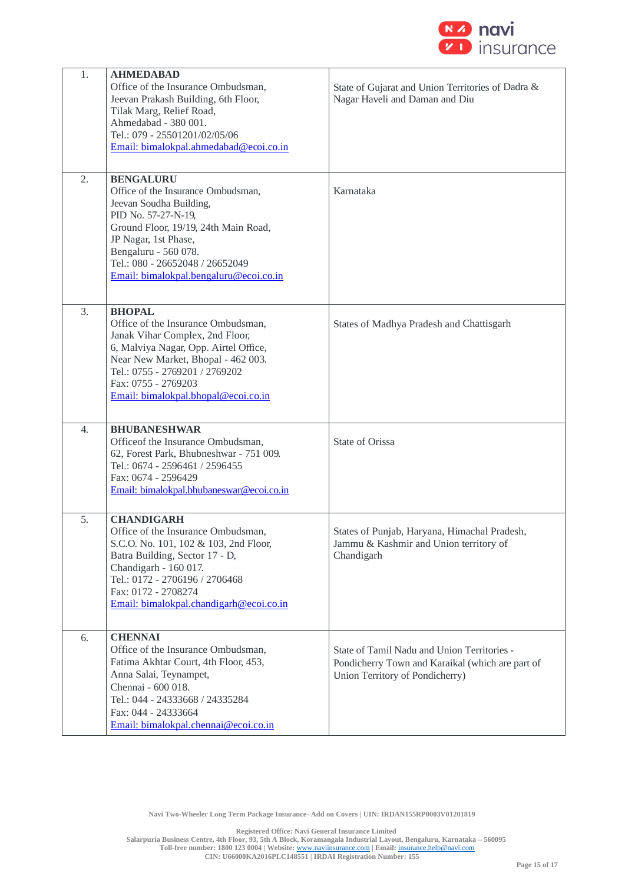| | | |
|---|---|---|
| 1. | **AHMEDABAD**<br>Office of the Insurance Ombudsman,<br>Jeevan Prakash Building, 6th Floor,<br>Tilak Marg, Relief Road,<br>Ahmedabad - 380 001.<br>Tel.: 079 - 25501201/02/05/06<br>Email: bimalokpal.ahmedabad@ecoi.co.in | State of Gujarat and Union Territories of Dadra & Nagar Haveli and Daman and Diu |
| 2. | **BENGALURU**<br>Office of the Insurance Ombudsman,<br>Jeevan Soudha Building,<br>PID No. 57-27-N-19,<br>Ground Floor, 19/19, 24th Main Road,<br>JP Nagar, 1st Phase,<br>Bengaluru - 560 078.<br>Tel.: 080 - 26652048 / 26652049<br>Email: bimalokpal.bengaluru@ecoi.co.in | Karnataka |
| 3. | **BHOPAL**<br>Office of the Insurance Ombudsman,<br>Janak Vihar Complex, 2nd Floor,<br>6, Malviya Nagar, Opp. Airtel Office,<br>Near New Market, Bhopal - 462 003.<br>Tel.: 0755 - 2769201 / 2769202<br>Fax: 0755 - 2769203<br>Email: bimalokpal.bhopal@ecoi.co.in | States of Madhya Pradesh and Chattisgarh |
| 4. | **BHUBANESHWAR**<br>Officeof the Insurance Ombudsman,<br>62, Forest Park, Bhubneshwar - 751 009.<br>Tel.: 0674 - 2596461 / 2596455<br>Fax: 0674 - 2596429<br>Email: bimalokpal.bhubaneswar@ecoi.co.in | State of Orissa |
| 5. | **CHANDIGARH**<br>Office of the Insurance Ombudsman,<br>S.C.O. No. 101, 102 & 103, 2nd Floor,<br>Batra Building, Sector 17 - D,<br>Chandigarh - 160 017.<br>Tel.: 0172 - 2706196 / 2706468<br>Fax: 0172 - 2708274<br>Email: bimalokpal.chandigarh@ecoi.co.in | States of Punjab, Haryana, Himachal Pradesh, Jammu & Kashmir and Union territory of Chandigarh |
| 6. | **CHENNAI**<br>Office of the Insurance Ombudsman,<br>Fatima Akhtar Court, 4th Floor, 453,<br>Anna Salai, Teynampet,<br>Chennai - 600 018.<br>Tel.: 044 - 24333668 / 24335284<br>Fax: 044 - 24333664<br>Email: bimalokpal.chennai@ecoi.co.in | State of Tamil Nadu and Union Territories - Pondicherry Town and Karaikal (which are part of Union Territory of Pondicherry) |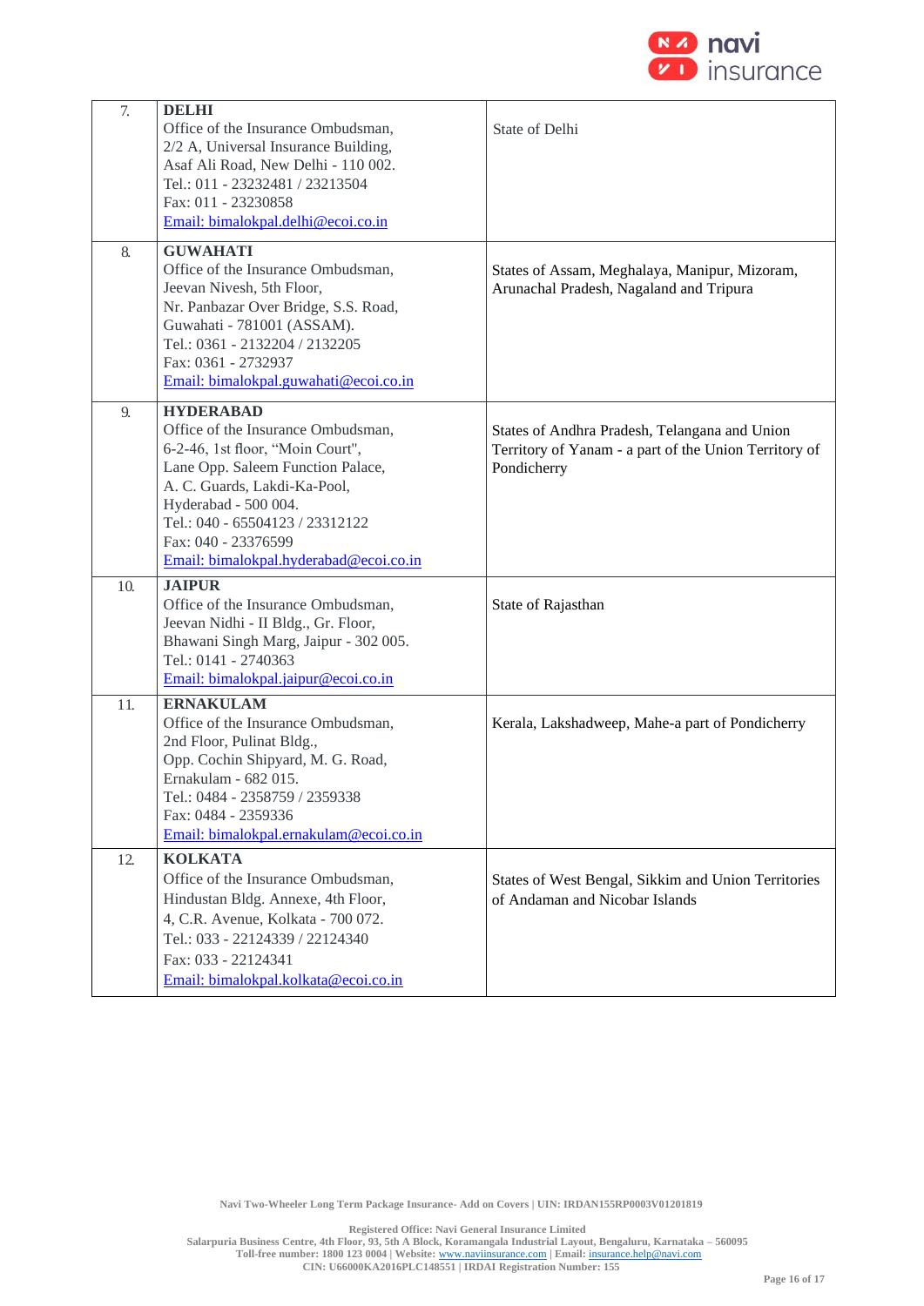| | | |
|---|---|---|
| 7. | **DELHI**<br>Office of the Insurance Ombudsman,<br>2/2 A, Universal Insurance Building,<br>Asaf Ali Road, New Delhi - 110 002.<br>Tel.: 011 - 23232481 / 23213504<br>Fax: 011 - 23230858<br>Email: bimalokpal.delhi@ecoi.co.in | State of Delhi |
| 8. | **GUWAHATI**<br>Office of the Insurance Ombudsman,<br>Jeevan Nivesh, 5th Floor,<br>Nr. Panbazar Over Bridge, S.S. Road,<br>Guwahati - 781001 (ASSAM).<br>Tel.: 0361 - 2132204 / 2132205<br>Fax: 0361 - 2732937<br>Email: bimalokpal.guwahati@ecoi.co.in | States of Assam, Meghalaya, Manipur, Mizoram, Arunachal Pradesh, Nagaland and Tripura |
| 9. | **HYDERABAD**<br>Office of the Insurance Ombudsman,<br>6-2-46, 1st floor, "Moin Court",<br>Lane Opp. Saleem Function Palace,<br>A. C. Guards, Lakdi-Ka-Pool,<br>Hyderabad - 500 004.<br>Tel.: 040 - 65504123 / 23312122<br>Fax: 040 - 23376599<br>Email: bimalokpal.hyderabad@ecoi.co.in | States of Andhra Pradesh, Telangana and Union Territory of Yanam - a part of the Union Territory of Pondicherry |
| 10. | **JAIPUR**<br>Office of the Insurance Ombudsman,<br>Jeevan Nidhi - II Bldg., Gr. Floor,<br>Bhawani Singh Marg, Jaipur - 302 005.<br>Tel.: 0141 - 2740363<br>Email: bimalokpal.jaipur@ecoi.co.in | State of Rajasthan |
| 11. | **ERNAKULAM**<br>Office of the Insurance Ombudsman,<br>2nd Floor, Pulinat Bldg.,<br>Opp. Cochin Shipyard, M. G. Road,<br>Ernakulam - 682 015.<br>Tel.: 0484 - 2358759 / 2359338<br>Fax: 0484 - 2359336<br>Email: bimalokpal.ernakulam@ecoi.co.in | Kerala, Lakshadweep, Mahe-a part of Pondicherry |
| 12. | **KOLKATA**<br>Office of the Insurance Ombudsman,<br>Hindustan Bldg. Annexe, 4th Floor,<br>4, C.R. Avenue, Kolkata - 700 072.<br>Tel.: 033 - 22124339 / 22124340<br>Fax: 033 - 22124341<br>Email: bimalokpal.kolkata@ecoi.co.in | States of West Bengal, Sikkim and Union Territories of Andaman and Nicobar Islands |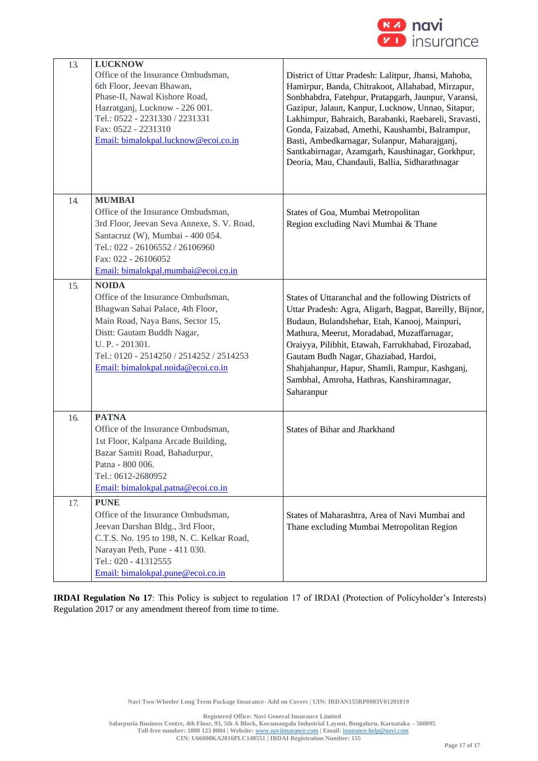| | | |
|---|---|---|
| 13. | **LUCKNOW**<br>Office of the Insurance Ombudsman,<br>6th Floor, Jeevan Bhawan,<br>Phase-II, Nawal Kishore Road,<br>Hazratganj, Lucknow - 226 001.<br>Tel.: 0522 - 2231330 / 2231331<br>Fax: 0522 - 2231310<br>Email: bimalokpal.lucknow@ecoi.co.in | District of Uttar Pradesh: Lalitpur, Jhansi, Mahoba, Hamirpur, Banda, Chitrakoot, Allahabad, Mirzapur, Sonbhabdra, Fatehpur, Pratapgarh, Jaunpur, Varansi, Gazipur, Jalaun, Kanpur, Lucknow, Unnao, Sitapur, Lakhimpur, Bahraich, Barabanki, Raebareli, Sravasti, Gonda, Faizabad, Amethi, Kaushambi, Balrampur, Basti, Ambedkarnagar, Sulanpur, Maharajganj, Santkabirnagar, Azamgarh, Kaushinagar, Gorkhpur, Deoria, Mau, Chandauli, Ballia, Sidharathnagar |
| 14. | **MUMBAI**<br>Office of the Insurance Ombudsman,<br>3rd Floor, Jeevan Seva Annexe, S. V. Road,<br>Santacruz (W), Mumbai - 400 054.<br>Tel.: 022 - 26106552 / 26106960<br>Fax: 022 - 26106052<br>Email: bimalokpal.mumbai@ecoi.co.in | States of Goa, Mumbai Metropolitan Region excluding Navi Mumbai & Thane |
| 15. | **NOIDA**<br>Office of the Insurance Ombudsman,<br>Bhagwan Sahai Palace, 4th Floor,<br>Main Road, Naya Bans, Sector 15,<br>Distt: Gautam Buddh Nagar,<br>U. P. - 201301.<br>Tel.: 0120 - 2514250 / 2514252 / 2514253<br>Email: bimalokpal.noida@ecoi.co.in | States of Uttaranchal and the following Districts of Uttar Pradesh: Agra, Aligarh, Bagpat, Bareilly, Bijnor, Budaun, Bulandshehar, Etah, Kanooj, Mainpuri, Mathura, Meerut, Moradabad, Muzaffarnagar, Oraiyya, Pilibhit, Etawah, Farrukhabad, Firozabad, Gautam Budh Nagar, Ghaziabad, Hardoi, Shahjahanpur, Hapur, Shamli, Rampur, Kashganj, Sambhal, Amroha, Hathras, Kanshiramnagar, Saharanpur |
| 16. | **PATNA**<br>Office of the Insurance Ombudsman,<br>1st Floor, Kalpana Arcade Building,<br>Bazar Samiti Road, Bahadurpur,<br>Patna - 800 006.<br>Tel.: 0612-2680952<br>Email: bimalokpal.patna@ecoi.co.in | States of Bihar and Jharkhand |
| 17. | **PUNE**<br>Office of the Insurance Ombudsman,<br>Jeevan Darshan Bldg., 3rd Floor,<br>C.T.S. No. 195 to 198, N. C. Kelkar Road,<br>Narayan Peth, Pune - 411 030.<br>Tel.: 020 - 41312555<br>Email: bimalokpal.pune@ecoi.co.in | States of Maharashtra, Area of Navi Mumbai and Thane excluding Mumbai Metropolitan Region |

**IRDAI Regulation No 17**: This Policy is subject to regulation 17 of IRDAI (Protection of Policyholder's Interests) Regulation 2017 or any amendment thereof from time to time.